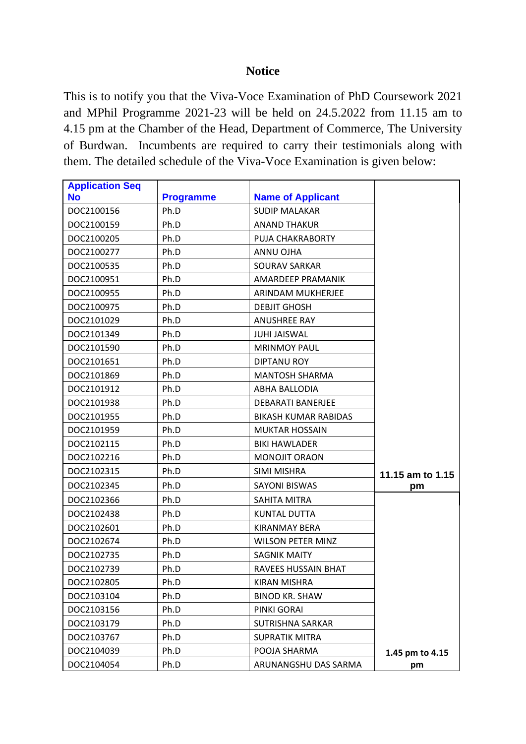# Notice

This is to notify you that the Viva-Voce Examination of PhD Coursework 2021 and MPhil Programme 2021-23 will be held on 24.5.2022 from 11.15 am to 4.15 pm at the Chamber of the Head, Department of Commerce, The University of Burdwan. Incumbents are required to carry their testimonials along with them. The detailed schedule of the Viva-Voce Examination is given below:

| Application Seq No | Programme | Name of Applicant | |
|---|---|---|---|
| DOC2100156 | Ph.D | SUDIP MALAKAR | 11.15 am to 1.15 pm |
| DOC2100159 | Ph.D | ANAND THAKUR | |
| DOC2100205 | Ph.D | PUJA CHAKRABORTY | |
| DOC2100277 | Ph.D | ANNU OJHA | |
| DOC2100535 | Ph.D | SOURAV SARKAR | |
| DOC2100951 | Ph.D | AMARDEEP PRAMANIK | |
| DOC2100955 | Ph.D | ARINDAM MUKHERJEE | |
| DOC2100975 | Ph.D | DEBJIT GHOSH | |
| DOC2101029 | Ph.D | ANUSHREE RAY | |
| DOC2101349 | Ph.D | JUHI JAISWAL | |
| DOC2101590 | Ph.D | MRINMOY PAUL | |
| DOC2101651 | Ph.D | DIPTANU ROY | |
| DOC2101869 | Ph.D | MANTOSH SHARMA | |
| DOC2101912 | Ph.D | ABHA BALLODIA | |
| DOC2101938 | Ph.D | DEBARATI BANERJEE | |
| DOC2101955 | Ph.D | BIKASH KUMAR RABIDAS | |
| DOC2101959 | Ph.D | MUKTAR HOSSAIN | |
| DOC2102115 | Ph.D | BIKI HAWLADER | |
| DOC2102216 | Ph.D | MONOJIT ORAON | |
| DOC2102315 | Ph.D | SIMI MISHRA | |
| DOC2102345 | Ph.D | SAYONI BISWAS | |
| DOC2102366 | Ph.D | SAHITA MITRA | 1.45 pm to 4.15 pm |
| DOC2102438 | Ph.D | KUNTAL DUTTA | |
| DOC2102601 | Ph.D | KIRANMAY BERA | |
| DOC2102674 | Ph.D | WILSON PETER MINZ | |
| DOC2102735 | Ph.D | SAGNIK MAITY | |
| DOC2102739 | Ph.D | RAVEES HUSSAIN BHAT | |
| DOC2102805 | Ph.D | KIRAN MISHRA | |
| DOC2103104 | Ph.D | BINOD KR. SHAW | |
| DOC2103156 | Ph.D | PINKI GORAI | |
| DOC2103179 | Ph.D | SUTRISHNA SARKAR | |
| DOC2103767 | Ph.D | SUPRATIK MITRA | |
| DOC2104039 | Ph.D | POOJA SHARMA | |
| DOC2104054 | Ph.D | ARUNANGSHU DAS SARMA | |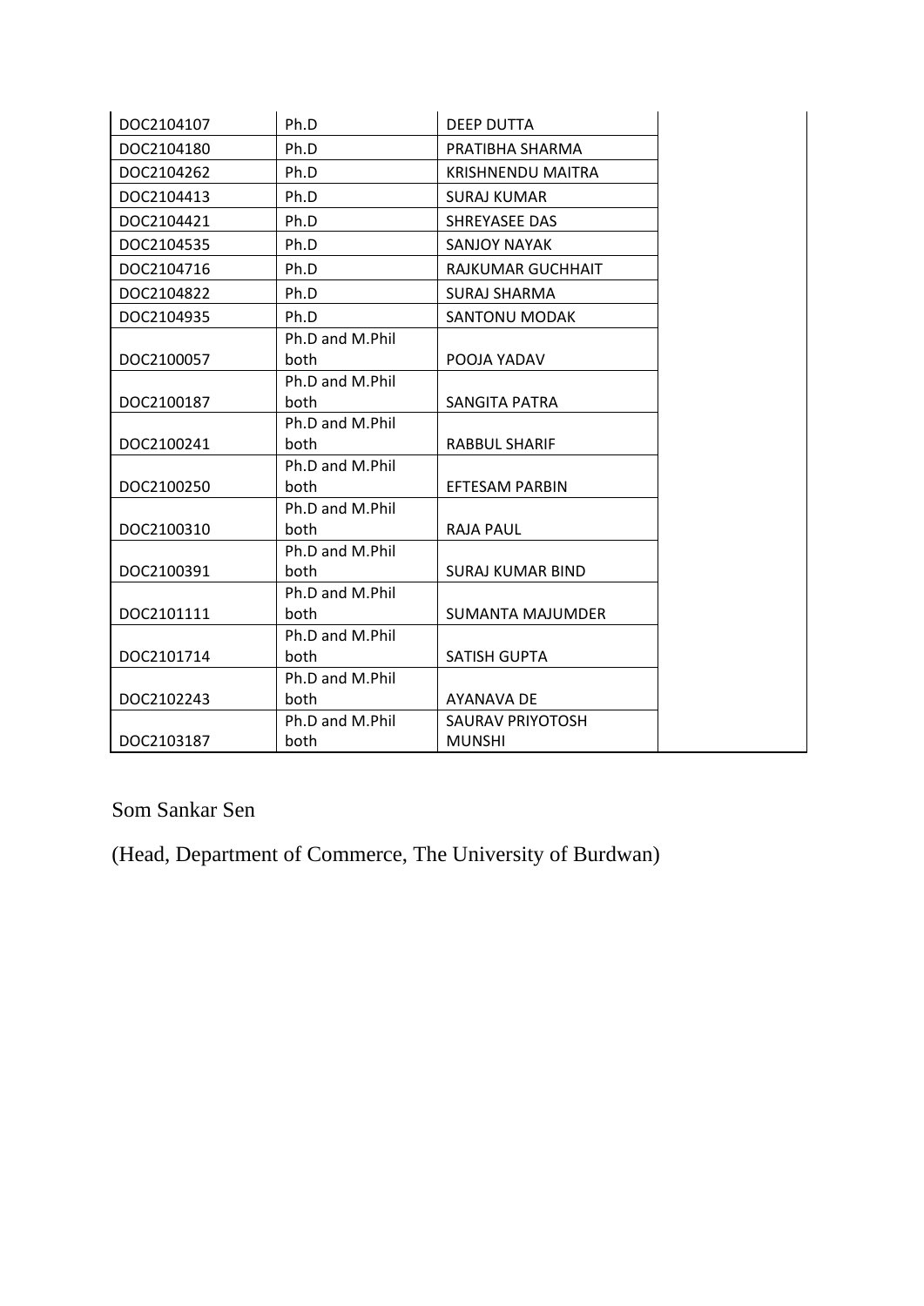| | | | |
|---|---|---|---|
| DOC2104107 | Ph.D | DEEP DUTTA | |
| DOC2104180 | Ph.D | PRATIBHA SHARMA | |
| DOC2104262 | Ph.D | KRISHNENDU MAITRA | |
| DOC2104413 | Ph.D | SURAJ KUMAR | |
| DOC2104421 | Ph.D | SHREYASEE DAS | |
| DOC2104535 | Ph.D | SANJOY NAYAK | |
| DOC2104716 | Ph.D | RAJKUMAR GUCHHAIT | |
| DOC2104822 | Ph.D | SURAJ SHARMA | |
| DOC2104935 | Ph.D | SANTONU MODAK | |
| DOC2100057 | Ph.D and M.Phil both | POOJA YADAV | |
| DOC2100187 | Ph.D and M.Phil both | SANGITA PATRA | |
| DOC2100241 | Ph.D and M.Phil both | RABBUL SHARIF | |
| DOC2100250 | Ph.D and M.Phil both | EFTESAM PARBIN | |
| DOC2100310 | Ph.D and M.Phil both | RAJA PAUL | |
| DOC2100391 | Ph.D and M.Phil both | SURAJ KUMAR BIND | |
| DOC2101111 | Ph.D and M.Phil both | SUMANTA MAJUMDER | |
| DOC2101714 | Ph.D and M.Phil both | SATISH GUPTA | |
| DOC2102243 | Ph.D and M.Phil both | AYANAVA DE | |
| DOC2103187 | Ph.D and M.Phil both | SAURAV PRIYOTOSH MUNSHI | |

Som Sankar Sen

(Head, Department of Commerce, The University of Burdwan)